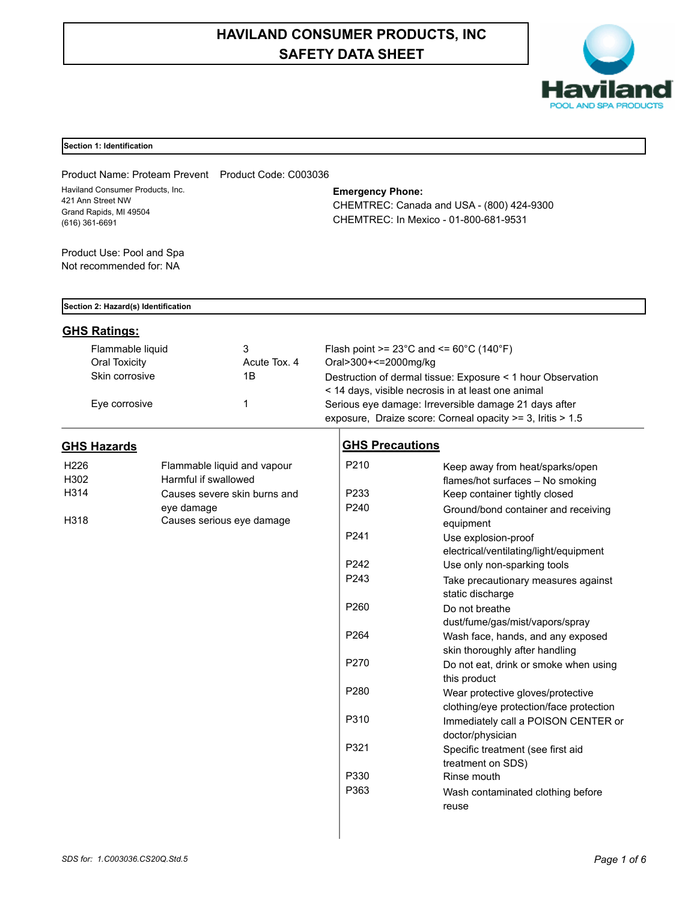# HAVILAND CONSUMER PRODUCTS, INC
# SAFETY DATA SHEET

Haviland
POOL AND SPA PRODUCTS

## Section 1: Identification

Product Name: Proteam Prevent    Product Code: C003036

Haviland Consumer Products, Inc.
421 Ann Street NW
Grand Rapids, MI 49504
(616) 361-6691

**Emergency Phone:**
CHEMTREC: Canada and USA - (800) 424-9300
CHEMTREC: In Mexico - 01-800-681-9531

Product Use: Pool and Spa
Not recommended for: NA

## Section 2: Hazard(s) Identification

### GHS Ratings:

| | | |
|---|---|---|
| Flammable liquid | 3 | Flash point >= 23°C and <= 60°C (140°F) |
| Oral Toxicity | Acute Tox. 4 | Oral>300+<=2000mg/kg |
| Skin corrosive | 1B | Destruction of dermal tissue: Exposure < 1 hour Observation < 14 days, visible necrosis in at least one animal |
| Eye corrosive | 1 | Serious eye damage: Irreversible damage 21 days after exposure, Draize score: Corneal opacity >= 3, Iritis > 1.5 |

### GHS Hazards

| | |
|---|---|
| H226 | Flammable liquid and vapour |
| H302 | Harmful if swallowed |
| H314 | Causes severe skin burns and eye damage |
| H318 | Causes serious eye damage |

### GHS Precautions

| | |
|---|---|
| P210 | Keep away from heat/sparks/open flames/hot surfaces – No smoking |
| P233 | Keep container tightly closed |
| P240 | Ground/bond container and receiving equipment |
| P241 | Use explosion-proof electrical/ventilating/light/equipment |
| P242 | Use only non-sparking tools |
| P243 | Take precautionary measures against static discharge |
| P260 | Do not breathe dust/fume/gas/mist/vapors/spray |
| P264 | Wash face, hands, and any exposed skin thoroughly after handling |
| P270 | Do not eat, drink or smoke when using this product |
| P280 | Wear protective gloves/protective clothing/eye protection/face protection |
| P310 | Immediately call a POISON CENTER or doctor/physician |
| P321 | Specific treatment (see first aid treatment on SDS) |
| P330 | Rinse mouth |
| P363 | Wash contaminated clothing before reuse |

*SDS for: 1.C003036.CS20Q.Std.5*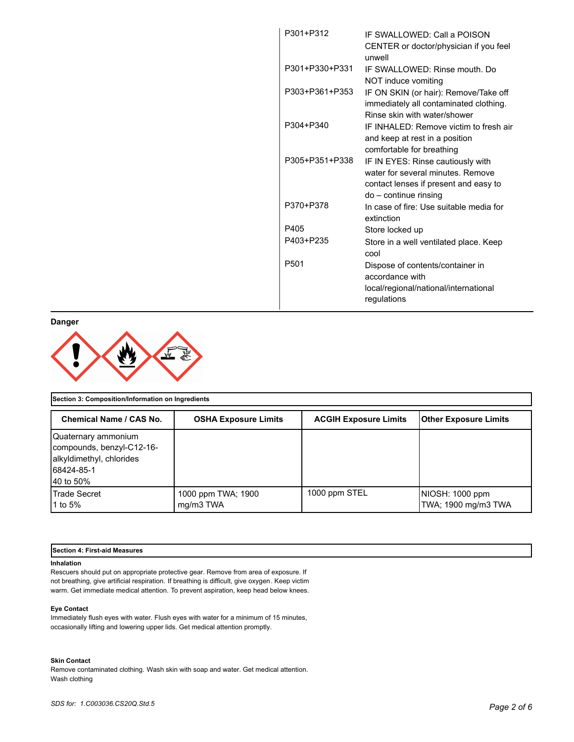| | |
|---|---|
| P301+P312 | IF SWALLOWED: Call a POISON CENTER or doctor/physician if you feel unwell |
| P301+P330+P331 | IF SWALLOWED: Rinse mouth. Do NOT induce vomiting |
| P303+P361+P353 | IF ON SKIN (or hair): Remove/Take off immediately all contaminated clothing. Rinse skin with water/shower |
| P304+P340 | IF INHALED: Remove victim to fresh air and keep at rest in a position comfortable for breathing |
| P305+P351+P338 | IF IN EYES: Rinse cautiously with water for several minutes. Remove contact lenses if present and easy to do – continue rinsing |
| P370+P378 | In case of fire: Use suitable media for extinction |
| P405 | Store locked up |
| P403+P235 | Store in a well ventilated place. Keep cool |
| P501 | Dispose of contents/container in accordance with local/regional/national/international regulations |

**Danger**

## Section 3: Composition/Information on Ingredients

| Chemical Name / CAS No. | OSHA Exposure Limits | ACGIH Exposure Limits | Other Exposure Limits |
|---|---|---|---|
| Quaternary ammonium compounds, benzyl-C12-16-alkyldimethyl, chlorides<br>68424-85-1<br>40 to 50% | | | |
| Trade Secret<br>1 to 5% | 1000 ppm TWA; 1900 mg/m3 TWA | 1000 ppm STEL | NIOSH: 1000 ppm TWA; 1900 mg/m3 TWA |

## Section 4: First-aid Measures

**Inhalation**

Rescuers should put on appropriate protective gear. Remove from area of exposure. If not breathing, give artificial respiration. If breathing is difficult, give oxygen. Keep victim warm. Get immediate medical attention. To prevent aspiration, keep head below knees.

**Eye Contact**

Immediately flush eyes with water. Flush eyes with water for a minimum of 15 minutes, occasionally lifting and lowering upper lids. Get medical attention promptly.

**Skin Contact**

Remove contaminated clothing. Wash skin with soap and water. Get medical attention. Wash clothing

*SDS for: 1.C003036.CS20Q.Std.5*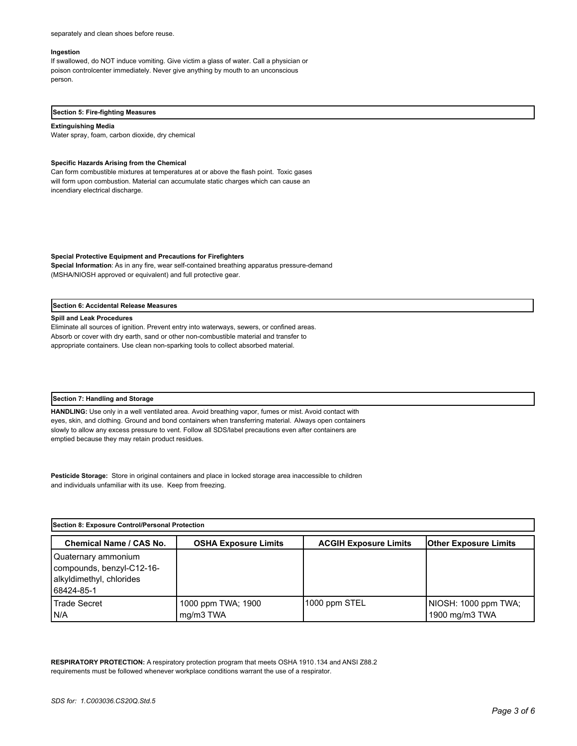separately and clean shoes before reuse.

**Ingestion**

If swallowed, do NOT induce vomiting. Give victim a glass of water. Call a physician or poison controlcenter immediately. Never give anything by mouth to an unconscious person.

## Section 5: Fire-fighting Measures

**Extinguishing Media**

Water spray, foam, carbon dioxide, dry chemical

**Specific Hazards Arising from the Chemical**

Can form combustible mixtures at temperatures at or above the flash point. Toxic gases will form upon combustion. Material can accumulate static charges which can cause an incendiary electrical discharge.

**Special Protective Equipment and Precautions for Firefighters**

**Special Information**: As in any fire, wear self-contained breathing apparatus pressure-demand (MSHA/NIOSH approved or equivalent) and full protective gear.

## Section 6: Accidental Release Measures

**Spill and Leak Procedures**

Eliminate all sources of ignition. Prevent entry into waterways, sewers, or confined areas. Absorb or cover with dry earth, sand or other non-combustible material and transfer to appropriate containers. Use clean non-sparking tools to collect absorbed material.

## Section 7: Handling and Storage

**HANDLING:** Use only in a well ventilated area. Avoid breathing vapor, fumes or mist. Avoid contact with eyes, skin, and clothing. Ground and bond containers when transferring material. Always open containers slowly to allow any excess pressure to vent. Follow all SDS/label precautions even after containers are emptied because they may retain product residues.

**Pesticide Storage:** Store in original containers and place in locked storage area inaccessible to children and individuals unfamiliar with its use. Keep from freezing.

## Section 8: Exposure Control/Personal Protection

| Chemical Name / CAS No. | OSHA Exposure Limits | ACGIH Exposure Limits | Other Exposure Limits |
|---|---|---|---|
| Quaternary ammonium compounds, benzyl-C12-16-alkyldimethyl, chlorides 68424-85-1 | | | |
| Trade Secret N/A | 1000 ppm TWA; 1900 mg/m3 TWA | 1000 ppm STEL | NIOSH: 1000 ppm TWA; 1900 mg/m3 TWA |

**RESPIRATORY PROTECTION:** A respiratory protection program that meets OSHA 1910.134 and ANSI Z88.2 requirements must be followed whenever workplace conditions warrant the use of a respirator.

*SDS for: 1.C003036.CS20Q.Std.5*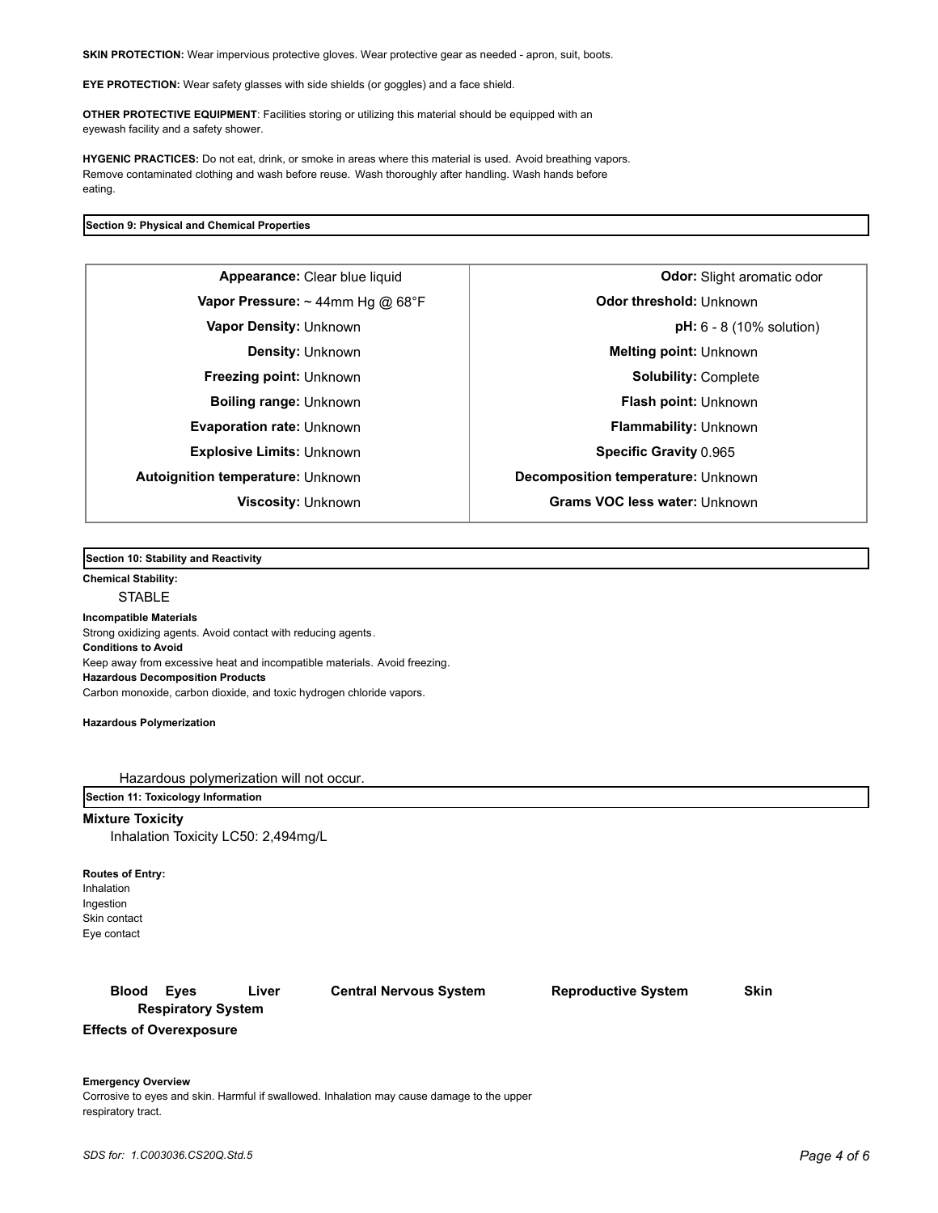**SKIN PROTECTION:** Wear impervious protective gloves. Wear protective gear as needed - apron, suit, boots.

**EYE PROTECTION:** Wear safety glasses with side shields (or goggles) and a face shield.

**OTHER PROTECTIVE EQUIPMENT**: Facilities storing or utilizing this material should be equipped with an eyewash facility and a safety shower.

**HYGENIC PRACTICES:** Do not eat, drink, or smoke in areas where this material is used. Avoid breathing vapors. Remove contaminated clothing and wash before reuse. Wash thoroughly after handling. Wash hands before eating.

## Section 9: Physical and Chemical Properties

| | |
|---|---|
| **Appearance:** Clear blue liquid | **Odor:** Slight aromatic odor |
| **Vapor Pressure:** ~ 44mm Hg @ 68°F | **Odor threshold:** Unknown |
| **Vapor Density:** Unknown | **pH:** 6 - 8 (10% solution) |
| **Density:** Unknown | **Melting point:** Unknown |
| **Freezing point:** Unknown | **Solubility:** Complete |
| **Boiling range:** Unknown | **Flash point:** Unknown |
| **Evaporation rate:** Unknown | **Flammability:** Unknown |
| **Explosive Limits:** Unknown | **Specific Gravity** 0.965 |
| **Autoignition temperature:** Unknown | **Decomposition temperature:** Unknown |
| **Viscosity:** Unknown | **Grams VOC less water:** Unknown |

## Section 10: Stability and Reactivity

**Chemical Stability:**

STABLE

**Incompatible Materials**

Strong oxidizing agents. Avoid contact with reducing agents.

**Conditions to Avoid**

Keep away from excessive heat and incompatible materials. Avoid freezing.

**Hazardous Decomposition Products**

Carbon monoxide, carbon dioxide, and toxic hydrogen chloride vapors.

**Hazardous Polymerization**

Hazardous polymerization will not occur.

## Section 11: Toxicology Information

**Mixture Toxicity**

Inhalation Toxicity LC50: 2,494mg/L

**Routes of Entry:**

Inhalation
Ingestion
Skin contact
Eye contact

**Blood Eyes Liver Central Nervous System Reproductive System Skin Respiratory System**

**Effects of Overexposure**

**Emergency Overview**

Corrosive to eyes and skin. Harmful if swallowed. Inhalation may cause damage to the upper respiratory tract.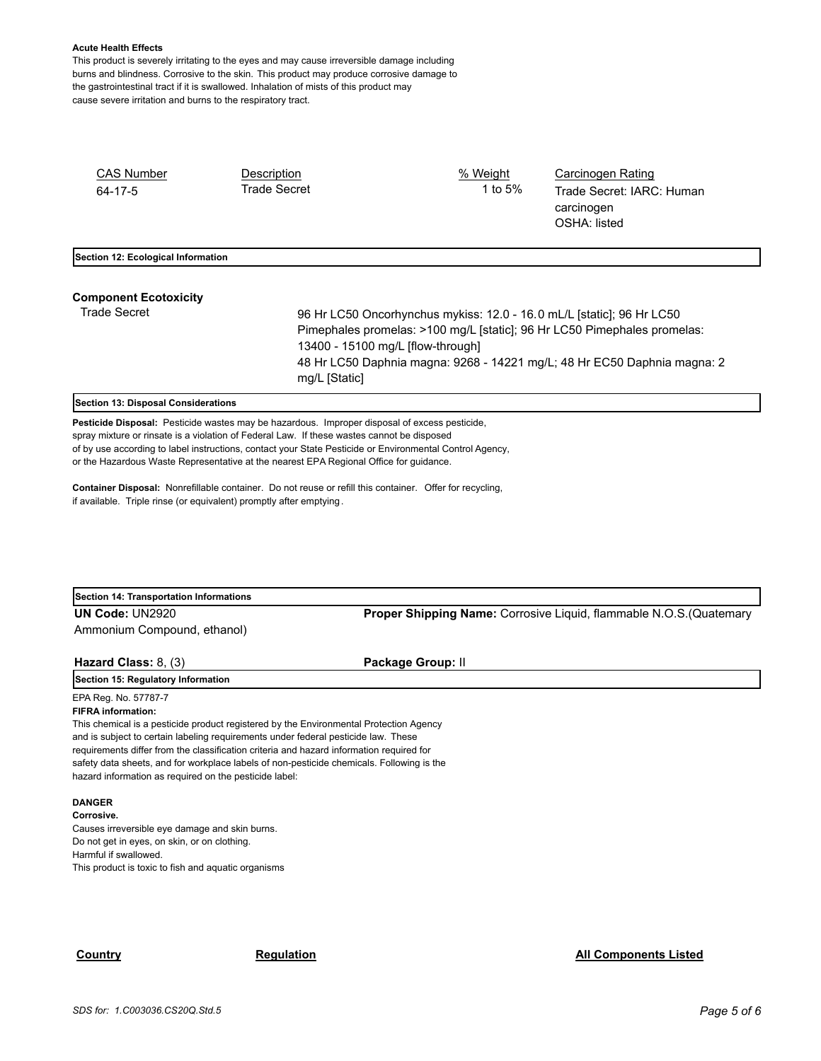**Acute Health Effects**

This product is severely irritating to the eyes and may cause irreversible damage including burns and blindness. Corrosive to the skin. This product may produce corrosive damage to the gastrointestinal tract if it is swallowed. Inhalation of mists of this product may cause severe irritation and burns to the respiratory tract.

| CAS Number | Description | % Weight | Carcinogen Rating |
|---|---|---|---|
| 64-17-5 | Trade Secret | 1 to 5% | Trade Secret: IARC: Human carcinogen<br>OSHA: listed |

## Section 12: Ecological Information

**Component Ecotoxicity**

| | |
|---|---|
| Trade Secret | 96 Hr LC50 Oncorhynchus mykiss: 12.0 - 16.0 mL/L [static]; 96 Hr LC50 Pimephales promelas: >100 mg/L [static]; 96 Hr LC50 Pimephales promelas: 13400 - 15100 mg/L [flow-through]<br>48 Hr LC50 Daphnia magna: 9268 - 14221 mg/L; 48 Hr EC50 Daphnia magna: 2 mg/L [Static] |

## Section 13: Disposal Considerations

**Pesticide Disposal:** Pesticide wastes may be hazardous. Improper disposal of excess pesticide, spray mixture or rinsate is a violation of Federal Law. If these wastes cannot be disposed of by use according to label instructions, contact your State Pesticide or Environmental Control Agency, or the Hazardous Waste Representative at the nearest EPA Regional Office for guidance.

**Container Disposal:** Nonrefillable container. Do not reuse or refill this container. Offer for recycling, if available. Triple rinse (or equivalent) promptly after emptying.

## Section 14: Transportation Informations

**UN Code:** UN2920

**Proper Shipping Name:** Corrosive Liquid, flammable N.O.S.(Quaternary Ammonium Compound, ethanol)

**Hazard Class:** 8, (3)

**Package Group:** II

## Section 15: Regulatory Information

EPA Reg. No. 57787-7

**FIFRA information:**

This chemical is a pesticide product registered by the Environmental Protection Agency and is subject to certain labeling requirements under federal pesticide law. These requirements differ from the classification criteria and hazard information required for safety data sheets, and for workplace labels of non-pesticide chemicals. Following is the hazard information as required on the pesticide label:

**DANGER**

**Corrosive.**

Causes irreversible eye damage and skin burns.
Do not get in eyes, on skin, or on clothing.
Harmful if swallowed.
This product is toxic to fish and aquatic organisms

| Country | Regulation | All Components Listed |
|---|---|---|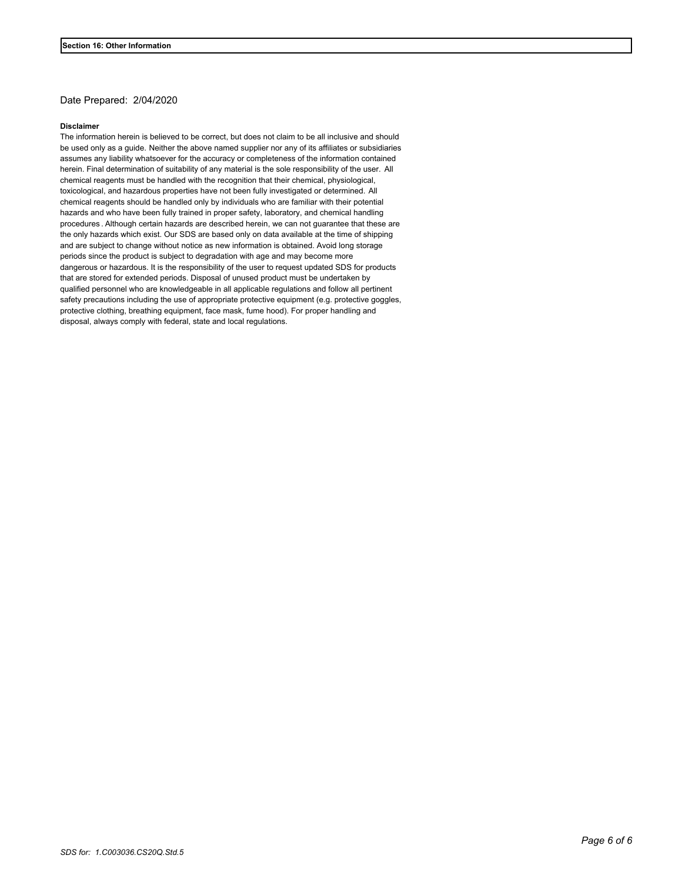## Section 16: Other Information

Date Prepared: 2/04/2020

**Disclaimer**

The information herein is believed to be correct, but does not claim to be all inclusive and should be used only as a guide. Neither the above named supplier nor any of its affiliates or subsidiaries assumes any liability whatsoever for the accuracy or completeness of the information contained herein. Final determination of suitability of any material is the sole responsibility of the user. All chemical reagents must be handled with the recognition that their chemical, physiological, toxicological, and hazardous properties have not been fully investigated or determined. All chemical reagents should be handled only by individuals who are familiar with their potential hazards and who have been fully trained in proper safety, laboratory, and chemical handling procedures . Although certain hazards are described herein, we can not guarantee that these are the only hazards which exist. Our SDS are based only on data available at the time of shipping and are subject to change without notice as new information is obtained. Avoid long storage periods since the product is subject to degradation with age and may become more dangerous or hazardous. It is the responsibility of the user to request updated SDS for products that are stored for extended periods. Disposal of unused product must be undertaken by qualified personnel who are knowledgeable in all applicable regulations and follow all pertinent safety precautions including the use of appropriate protective equipment (e.g. protective goggles, protective clothing, breathing equipment, face mask, fume hood). For proper handling and disposal, always comply with federal, state and local regulations.

*SDS for: 1.C003036.CS20Q.Std.5*